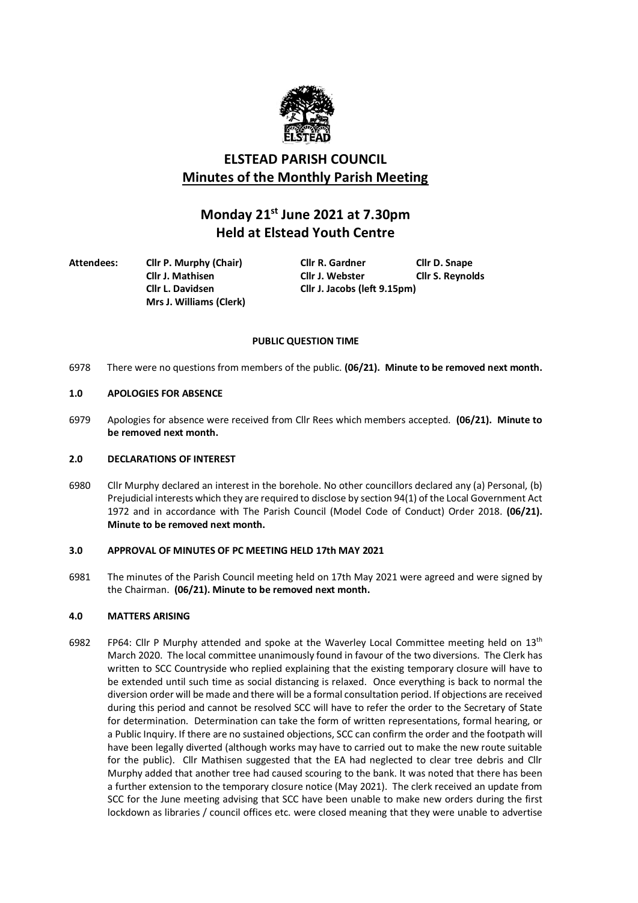# ELSTEAD PARISH COUNCIL

## Minutes of the Monthly Parish Meeting

## Monday 21st June 2021 at 7.30pm
## Held at Elstead Youth Centre

**Attendees:** **Cllr P. Murphy (Chair)** **Cllr R. Gardner** **Cllr D. Snape**
**Cllr J. Mathisen** **Cllr J. Webster** **Cllr S. Reynolds**
**Cllr L. Davidsen** **Cllr J. Jacobs (left 9.15pm)**
**Mrs J. Williams (Clerk)**

**PUBLIC QUESTION TIME**

6978 There were no questions from members of the public. **(06/21). Minute to be removed next month.**

### 1.0 APOLOGIES FOR ABSENCE

6979 Apologies for absence were received from Cllr Rees which members accepted. **(06/21). Minute to be removed next month.**

### 2.0 DECLARATIONS OF INTEREST

6980 Cllr Murphy declared an interest in the borehole. No other councillors declared any (a) Personal, (b) Prejudicial interests which they are required to disclose by section 94(1) of the Local Government Act 1972 and in accordance with The Parish Council (Model Code of Conduct) Order 2018. **(06/21). Minute to be removed next month.**

### 3.0 APPROVAL OF MINUTES OF PC MEETING HELD 17th MAY 2021

6981 The minutes of the Parish Council meeting held on 17th May 2021 were agreed and were signed by the Chairman. **(06/21). Minute to be removed next month.**

### 4.0 MATTERS ARISING

6982 FP64: Cllr P Murphy attended and spoke at the Waverley Local Committee meeting held on 13th March 2020. The local committee unanimously found in favour of the two diversions. The Clerk has written to SCC Countryside who replied explaining that the existing temporary closure will have to be extended until such time as social distancing is relaxed. Once everything is back to normal the diversion order will be made and there will be a formal consultation period. If objections are received during this period and cannot be resolved SCC will have to refer the order to the Secretary of State for determination. Determination can take the form of written representations, formal hearing, or a Public Inquiry. If there are no sustained objections, SCC can confirm the order and the footpath will have been legally diverted (although works may have to carried out to make the new route suitable for the public). Cllr Mathisen suggested that the EA had neglected to clear tree debris and Cllr Murphy added that another tree had caused scouring to the bank. It was noted that there has been a further extension to the temporary closure notice (May 2021). The clerk received an update from SCC for the June meeting advising that SCC have been unable to make new orders during the first lockdown as libraries / council offices etc. were closed meaning that they were unable to advertise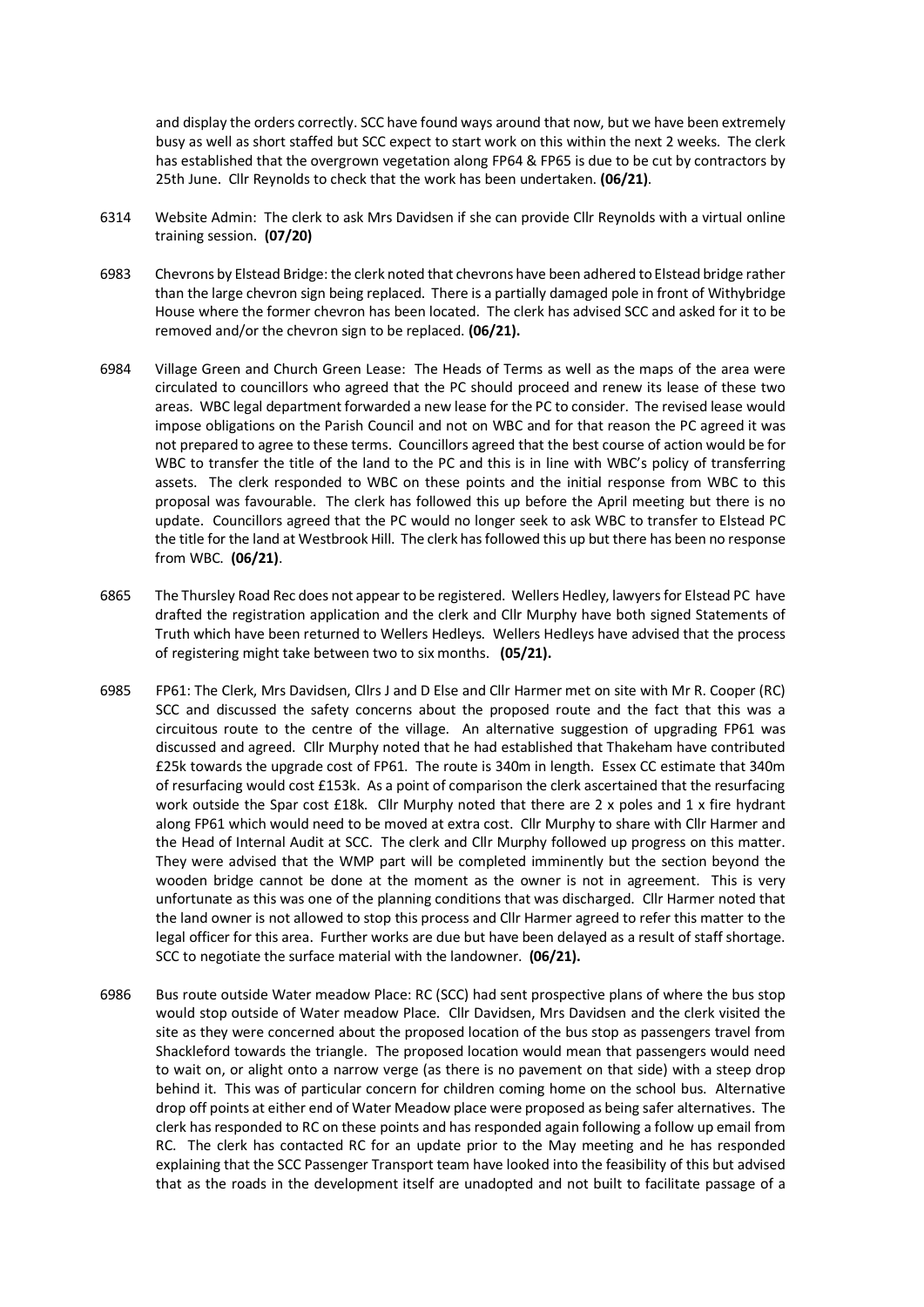and display the orders correctly. SCC have found ways around that now, but we have been extremely busy as well as short staffed but SCC expect to start work on this within the next 2 weeks. The clerk has established that the overgrown vegetation along FP64 & FP65 is due to be cut by contractors by 25th June. Cllr Reynolds to check that the work has been undertaken. **(06/21)**.

6314 Website Admin: The clerk to ask Mrs Davidsen if she can provide Cllr Reynolds with a virtual online training session. **(07/20)**

6983 Chevrons by Elstead Bridge: the clerk noted that chevrons have been adhered to Elstead bridge rather than the large chevron sign being replaced. There is a partially damaged pole in front of Withybridge House where the former chevron has been located. The clerk has advised SCC and asked for it to be removed and/or the chevron sign to be replaced. **(06/21).**

6984 Village Green and Church Green Lease: The Heads of Terms as well as the maps of the area were circulated to councillors who agreed that the PC should proceed and renew its lease of these two areas. WBC legal department forwarded a new lease for the PC to consider. The revised lease would impose obligations on the Parish Council and not on WBC and for that reason the PC agreed it was not prepared to agree to these terms. Councillors agreed that the best course of action would be for WBC to transfer the title of the land to the PC and this is in line with WBC's policy of transferring assets. The clerk responded to WBC on these points and the initial response from WBC to this proposal was favourable. The clerk has followed this up before the April meeting but there is no update. Councillors agreed that the PC would no longer seek to ask WBC to transfer to Elstead PC the title for the land at Westbrook Hill. The clerk has followed this up but there has been no response from WBC. **(06/21)**.

6865 The Thursley Road Rec does not appear to be registered. Wellers Hedley, lawyers for Elstead PC have drafted the registration application and the clerk and Cllr Murphy have both signed Statements of Truth which have been returned to Wellers Hedleys. Wellers Hedleys have advised that the process of registering might take between two to six months. **(05/21).**

6985 FP61: The Clerk, Mrs Davidsen, Cllrs J and D Else and Cllr Harmer met on site with Mr R. Cooper (RC) SCC and discussed the safety concerns about the proposed route and the fact that this was a circuitous route to the centre of the village. An alternative suggestion of upgrading FP61 was discussed and agreed. Cllr Murphy noted that he had established that Thakeham have contributed £25k towards the upgrade cost of FP61. The route is 340m in length. Essex CC estimate that 340m of resurfacing would cost £153k. As a point of comparison the clerk ascertained that the resurfacing work outside the Spar cost £18k. Cllr Murphy noted that there are 2 x poles and 1 x fire hydrant along FP61 which would need to be moved at extra cost. Cllr Murphy to share with Cllr Harmer and the Head of Internal Audit at SCC. The clerk and Cllr Murphy followed up progress on this matter. They were advised that the WMP part will be completed imminently but the section beyond the wooden bridge cannot be done at the moment as the owner is not in agreement. This is very unfortunate as this was one of the planning conditions that was discharged. Cllr Harmer noted that the land owner is not allowed to stop this process and Cllr Harmer agreed to refer this matter to the legal officer for this area. Further works are due but have been delayed as a result of staff shortage. SCC to negotiate the surface material with the landowner. **(06/21).**

6986 Bus route outside Water meadow Place: RC (SCC) had sent prospective plans of where the bus stop would stop outside of Water meadow Place. Cllr Davidsen, Mrs Davidsen and the clerk visited the site as they were concerned about the proposed location of the bus stop as passengers travel from Shackleford towards the triangle. The proposed location would mean that passengers would need to wait on, or alight onto a narrow verge (as there is no pavement on that side) with a steep drop behind it. This was of particular concern for children coming home on the school bus. Alternative drop off points at either end of Water Meadow place were proposed as being safer alternatives. The clerk has responded to RC on these points and has responded again following a follow up email from RC. The clerk has contacted RC for an update prior to the May meeting and he has responded explaining that the SCC Passenger Transport team have looked into the feasibility of this but advised that as the roads in the development itself are unadopted and not built to facilitate passage of a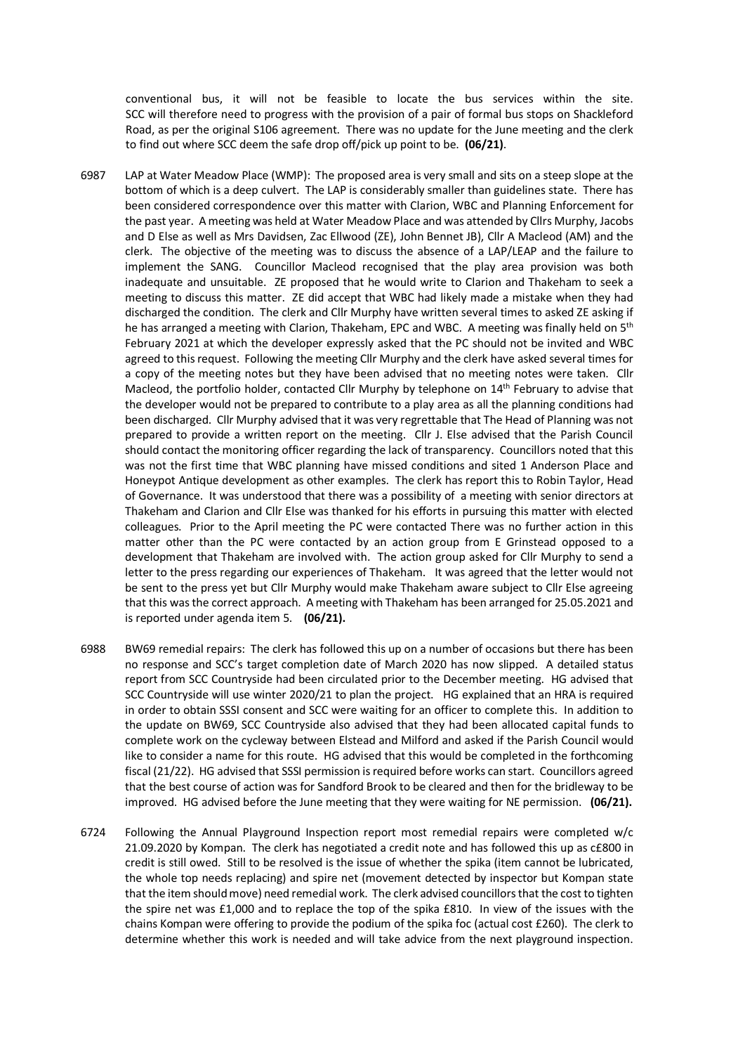conventional bus, it will not be feasible to locate the bus services within the site. SCC will therefore need to progress with the provision of a pair of formal bus stops on Shackleford Road, as per the original S106 agreement. There was no update for the June meeting and the clerk to find out where SCC deem the safe drop off/pick up point to be. **(06/21)**.

6987 LAP at Water Meadow Place (WMP): The proposed area is very small and sits on a steep slope at the bottom of which is a deep culvert. The LAP is considerably smaller than guidelines state. There has been considered correspondence over this matter with Clarion, WBC and Planning Enforcement for the past year. A meeting was held at Water Meadow Place and was attended by Cllrs Murphy, Jacobs and D Else as well as Mrs Davidsen, Zac Ellwood (ZE), John Bennet JB), Cllr A Macleod (AM) and the clerk. The objective of the meeting was to discuss the absence of a LAP/LEAP and the failure to implement the SANG. Councillor Macleod recognised that the play area provision was both inadequate and unsuitable. ZE proposed that he would write to Clarion and Thakeham to seek a meeting to discuss this matter. ZE did accept that WBC had likely made a mistake when they had discharged the condition. The clerk and Cllr Murphy have written several times to asked ZE asking if he has arranged a meeting with Clarion, Thakeham, EPC and WBC. A meeting was finally held on 5th February 2021 at which the developer expressly asked that the PC should not be invited and WBC agreed to this request. Following the meeting Cllr Murphy and the clerk have asked several times for a copy of the meeting notes but they have been advised that no meeting notes were taken. Cllr Macleod, the portfolio holder, contacted Cllr Murphy by telephone on 14th February to advise that the developer would not be prepared to contribute to a play area as all the planning conditions had been discharged. Cllr Murphy advised that it was very regrettable that The Head of Planning was not prepared to provide a written report on the meeting. Cllr J. Else advised that the Parish Council should contact the monitoring officer regarding the lack of transparency. Councillors noted that this was not the first time that WBC planning have missed conditions and sited 1 Anderson Place and Honeypot Antique development as other examples. The clerk has report this to Robin Taylor, Head of Governance. It was understood that there was a possibility of a meeting with senior directors at Thakeham and Clarion and Cllr Else was thanked for his efforts in pursuing this matter with elected colleagues. Prior to the April meeting the PC were contacted There was no further action in this matter other than the PC were contacted by an action group from E Grinstead opposed to a development that Thakeham are involved with. The action group asked for Cllr Murphy to send a letter to the press regarding our experiences of Thakeham. It was agreed that the letter would not be sent to the press yet but Cllr Murphy would make Thakeham aware subject to Cllr Else agreeing that this was the correct approach. A meeting with Thakeham has been arranged for 25.05.2021 and is reported under agenda item 5. **(06/21).**

6988 BW69 remedial repairs: The clerk has followed this up on a number of occasions but there has been no response and SCC's target completion date of March 2020 has now slipped. A detailed status report from SCC Countryside had been circulated prior to the December meeting. HG advised that SCC Countryside will use winter 2020/21 to plan the project. HG explained that an HRA is required in order to obtain SSSI consent and SCC were waiting for an officer to complete this. In addition to the update on BW69, SCC Countryside also advised that they had been allocated capital funds to complete work on the cycleway between Elstead and Milford and asked if the Parish Council would like to consider a name for this route. HG advised that this would be completed in the forthcoming fiscal (21/22). HG advised that SSSI permission is required before works can start. Councillors agreed that the best course of action was for Sandford Brook to be cleared and then for the bridleway to be improved. HG advised before the June meeting that they were waiting for NE permission. **(06/21).**

6724 Following the Annual Playground Inspection report most remedial repairs were completed w/c 21.09.2020 by Kompan. The clerk has negotiated a credit note and has followed this up as c£800 in credit is still owed. Still to be resolved is the issue of whether the spika (item cannot be lubricated, the whole top needs replacing) and spire net (movement detected by inspector but Kompan state that the item should move) need remedial work. The clerk advised councillors that the cost to tighten the spire net was £1,000 and to replace the top of the spika £810. In view of the issues with the chains Kompan were offering to provide the podium of the spika foc (actual cost £260). The clerk to determine whether this work is needed and will take advice from the next playground inspection.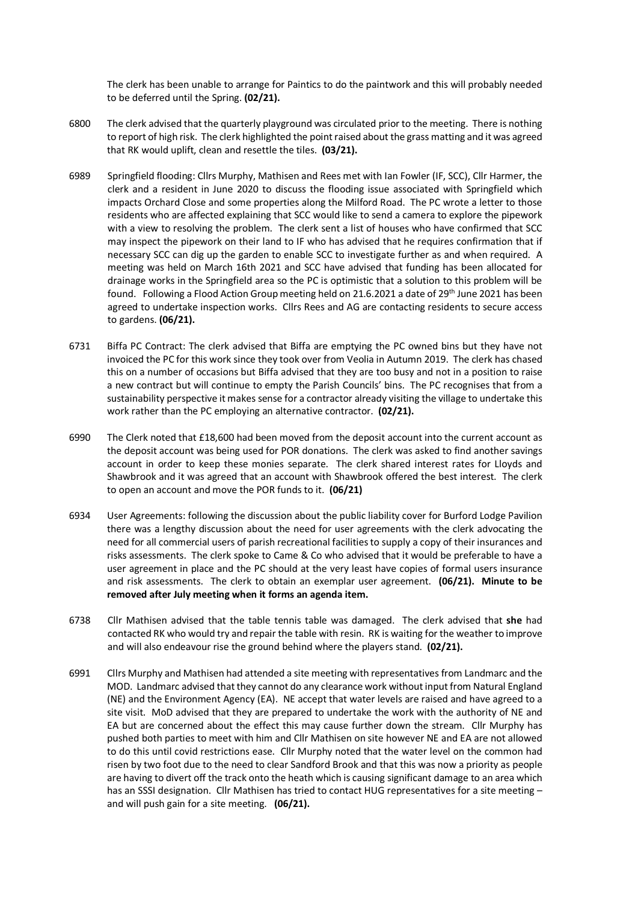The clerk has been unable to arrange for Paintics to do the paintwork and this will probably needed to be deferred until the Spring. **(02/21).**

6800 The clerk advised that the quarterly playground was circulated prior to the meeting. There is nothing to report of high risk. The clerk highlighted the point raised about the grass matting and it was agreed that RK would uplift, clean and resettle the tiles. **(03/21).**

6989 Springfield flooding: Cllrs Murphy, Mathisen and Rees met with Ian Fowler (IF, SCC), Cllr Harmer, the clerk and a resident in June 2020 to discuss the flooding issue associated with Springfield which impacts Orchard Close and some properties along the Milford Road. The PC wrote a letter to those residents who are affected explaining that SCC would like to send a camera to explore the pipework with a view to resolving the problem. The clerk sent a list of houses who have confirmed that SCC may inspect the pipework on their land to IF who has advised that he requires confirmation that if necessary SCC can dig up the garden to enable SCC to investigate further as and when required. A meeting was held on March 16th 2021 and SCC have advised that funding has been allocated for drainage works in the Springfield area so the PC is optimistic that a solution to this problem will be found. Following a Flood Action Group meeting held on 21.6.2021 a date of 29th June 2021 has been agreed to undertake inspection works. Cllrs Rees and AG are contacting residents to secure access to gardens. **(06/21).**

6731 Biffa PC Contract: The clerk advised that Biffa are emptying the PC owned bins but they have not invoiced the PC for this work since they took over from Veolia in Autumn 2019. The clerk has chased this on a number of occasions but Biffa advised that they are too busy and not in a position to raise a new contract but will continue to empty the Parish Councils' bins. The PC recognises that from a sustainability perspective it makes sense for a contractor already visiting the village to undertake this work rather than the PC employing an alternative contractor. **(02/21).**

6990 The Clerk noted that £18,600 had been moved from the deposit account into the current account as the deposit account was being used for POR donations. The clerk was asked to find another savings account in order to keep these monies separate. The clerk shared interest rates for Lloyds and Shawbrook and it was agreed that an account with Shawbrook offered the best interest. The clerk to open an account and move the POR funds to it. **(06/21)**

6934 User Agreements: following the discussion about the public liability cover for Burford Lodge Pavilion there was a lengthy discussion about the need for user agreements with the clerk advocating the need for all commercial users of parish recreational facilities to supply a copy of their insurances and risks assessments. The clerk spoke to Came & Co who advised that it would be preferable to have a user agreement in place and the PC should at the very least have copies of formal users insurance and risk assessments. The clerk to obtain an exemplar user agreement. **(06/21). Minute to be removed after July meeting when it forms an agenda item.**

6738 Cllr Mathisen advised that the table tennis table was damaged. The clerk advised that **she** had contacted RK who would try and repair the table with resin. RK is waiting for the weather to improve and will also endeavour rise the ground behind where the players stand. **(02/21).**

6991 Cllrs Murphy and Mathisen had attended a site meeting with representatives from Landmarc and the MOD. Landmarc advised that they cannot do any clearance work without input from Natural England (NE) and the Environment Agency (EA). NE accept that water levels are raised and have agreed to a site visit. MoD advised that they are prepared to undertake the work with the authority of NE and EA but are concerned about the effect this may cause further down the stream. Cllr Murphy has pushed both parties to meet with him and Cllr Mathisen on site however NE and EA are not allowed to do this until covid restrictions ease. Cllr Murphy noted that the water level on the common had risen by two foot due to the need to clear Sandford Brook and that this was now a priority as people are having to divert off the track onto the heath which is causing significant damage to an area which has an SSSI designation. Cllr Mathisen has tried to contact HUG representatives for a site meeting – and will push gain for a site meeting. **(06/21).**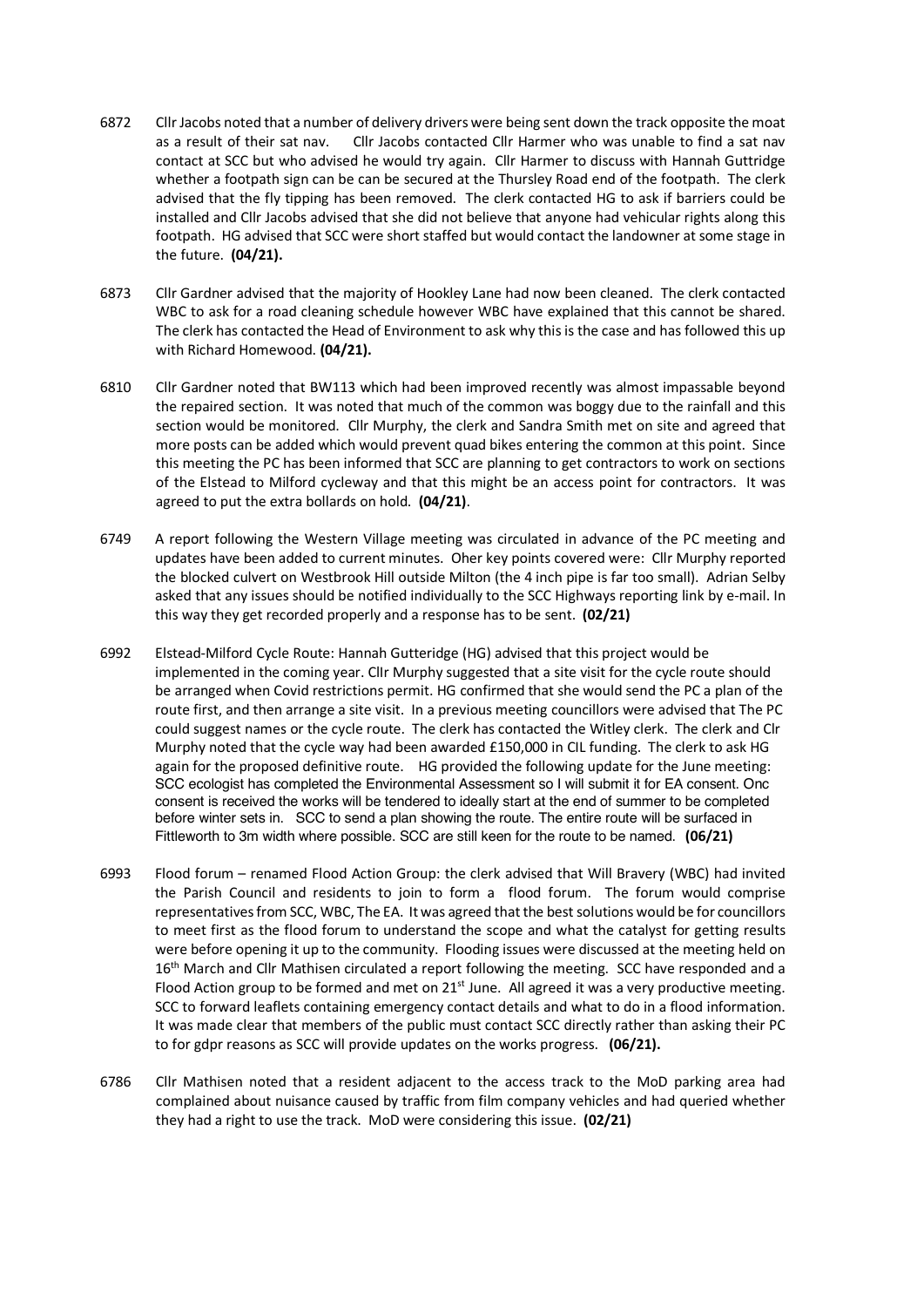6872 Cllr Jacobs noted that a number of delivery drivers were being sent down the track opposite the moat as a result of their sat nav. Cllr Jacobs contacted Cllr Harmer who was unable to find a sat nav contact at SCC but who advised he would try again. Cllr Harmer to discuss with Hannah Guttridge whether a footpath sign can be can be secured at the Thursley Road end of the footpath. The clerk advised that the fly tipping has been removed. The clerk contacted HG to ask if barriers could be installed and Cllr Jacobs advised that she did not believe that anyone had vehicular rights along this footpath. HG advised that SCC were short staffed but would contact the landowner at some stage in the future. **(04/21).**

6873 Cllr Gardner advised that the majority of Hookley Lane had now been cleaned. The clerk contacted WBC to ask for a road cleaning schedule however WBC have explained that this cannot be shared. The clerk has contacted the Head of Environment to ask why this is the case and has followed this up with Richard Homewood. **(04/21).**

6810 Cllr Gardner noted that BW113 which had been improved recently was almost impassable beyond the repaired section. It was noted that much of the common was boggy due to the rainfall and this section would be monitored. Cllr Murphy, the clerk and Sandra Smith met on site and agreed that more posts can be added which would prevent quad bikes entering the common at this point. Since this meeting the PC has been informed that SCC are planning to get contractors to work on sections of the Elstead to Milford cycleway and that this might be an access point for contractors. It was agreed to put the extra bollards on hold. **(04/21)**.

6749 A report following the Western Village meeting was circulated in advance of the PC meeting and updates have been added to current minutes. Oher key points covered were: Cllr Murphy reported the blocked culvert on Westbrook Hill outside Milton (the 4 inch pipe is far too small). Adrian Selby asked that any issues should be notified individually to the SCC Highways reporting link by e-mail. In this way they get recorded properly and a response has to be sent. **(02/21)**

6992 Elstead-Milford Cycle Route: Hannah Gutteridge (HG) advised that this project would be implemented in the coming year. Cllr Murphy suggested that a site visit for the cycle route should be arranged when Covid restrictions permit. HG confirmed that she would send the PC a plan of the route first, and then arrange a site visit. In a previous meeting councillors were advised that The PC could suggest names or the cycle route. The clerk has contacted the Witley clerk. The clerk and Clr Murphy noted that the cycle way had been awarded £150,000 in CIL funding. The clerk to ask HG again for the proposed definitive route. HG provided the following update for the June meeting: SCC ecologist has completed the Environmental Assessment so I will submit it for EA consent. Onc consent is received the works will be tendered to ideally start at the end of summer to be completed before winter sets in. SCC to send a plan showing the route. The entire route will be surfaced in Fittleworth to 3m width where possible. SCC are still keen for the route to be named. **(06/21)**

6993 Flood forum – renamed Flood Action Group: the clerk advised that Will Bravery (WBC) had invited the Parish Council and residents to join to form a flood forum. The forum would comprise representatives from SCC, WBC, The EA. It was agreed that the best solutions would be for councillors to meet first as the flood forum to understand the scope and what the catalyst for getting results were before opening it up to the community. Flooding issues were discussed at the meeting held on 16th March and Cllr Mathisen circulated a report following the meeting. SCC have responded and a Flood Action group to be formed and met on 21st June. All agreed it was a very productive meeting. SCC to forward leaflets containing emergency contact details and what to do in a flood information. It was made clear that members of the public must contact SCC directly rather than asking their PC to for gdpr reasons as SCC will provide updates on the works progress. **(06/21).**

6786 Cllr Mathisen noted that a resident adjacent to the access track to the MoD parking area had complained about nuisance caused by traffic from film company vehicles and had queried whether they had a right to use the track. MoD were considering this issue. **(02/21)**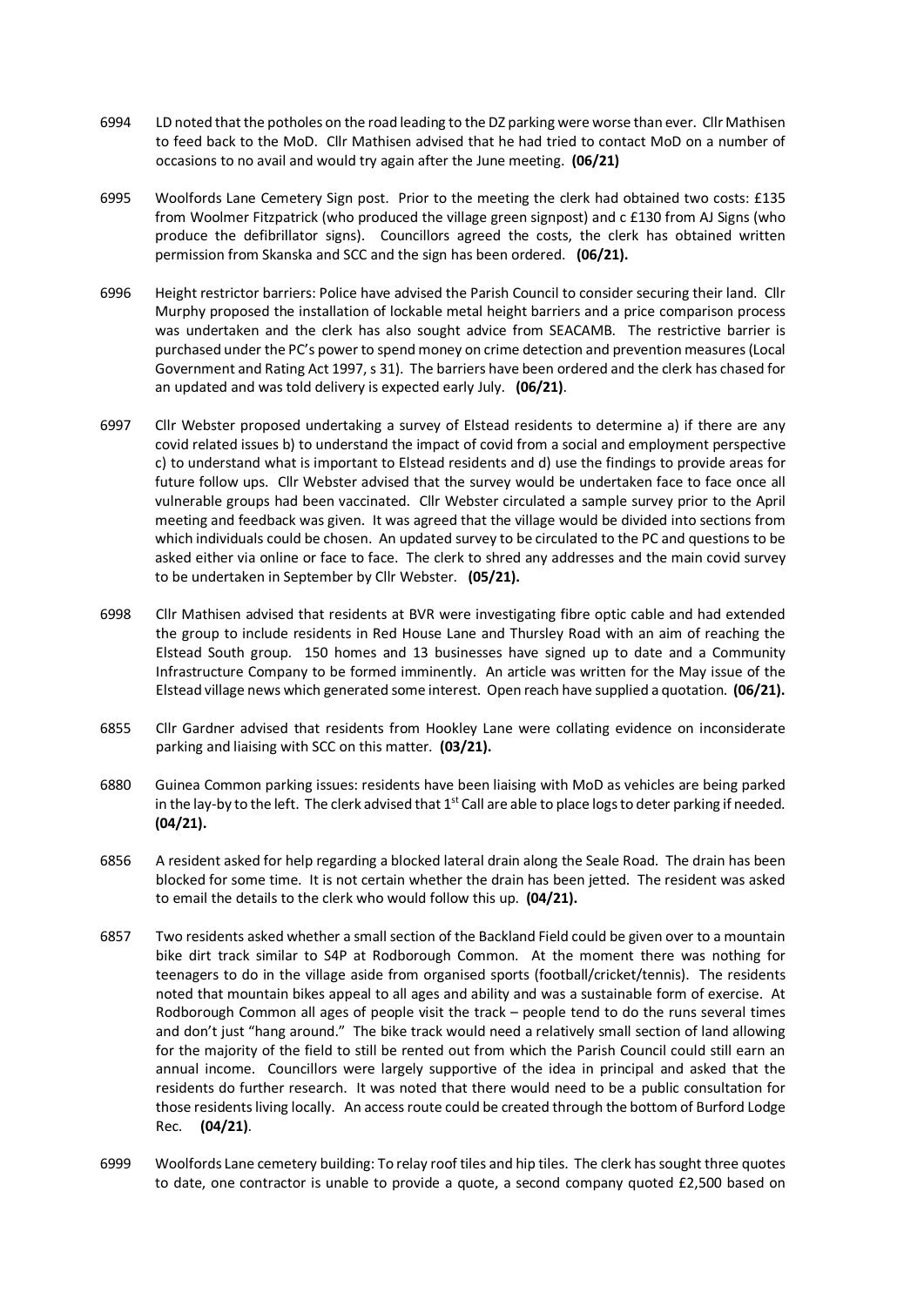6994 LD noted that the potholes on the road leading to the DZ parking were worse than ever. Cllr Mathisen to feed back to the MoD. Cllr Mathisen advised that he had tried to contact MoD on a number of occasions to no avail and would try again after the June meeting. **(06/21)**

6995 Woolfords Lane Cemetery Sign post. Prior to the meeting the clerk had obtained two costs: £135 from Woolmer Fitzpatrick (who produced the village green signpost) and c £130 from AJ Signs (who produce the defibrillator signs). Councillors agreed the costs, the clerk has obtained written permission from Skanska and SCC and the sign has been ordered. **(06/21).**

6996 Height restrictor barriers: Police have advised the Parish Council to consider securing their land. Cllr Murphy proposed the installation of lockable metal height barriers and a price comparison process was undertaken and the clerk has also sought advice from SEACAMB. The restrictive barrier is purchased under the PC's power to spend money on crime detection and prevention measures (Local Government and Rating Act 1997, s 31). The barriers have been ordered and the clerk has chased for an updated and was told delivery is expected early July. **(06/21)**.

6997 Cllr Webster proposed undertaking a survey of Elstead residents to determine a) if there are any covid related issues b) to understand the impact of covid from a social and employment perspective c) to understand what is important to Elstead residents and d) use the findings to provide areas for future follow ups. Cllr Webster advised that the survey would be undertaken face to face once all vulnerable groups had been vaccinated. Cllr Webster circulated a sample survey prior to the April meeting and feedback was given. It was agreed that the village would be divided into sections from which individuals could be chosen. An updated survey to be circulated to the PC and questions to be asked either via online or face to face. The clerk to shred any addresses and the main covid survey to be undertaken in September by Cllr Webster. **(05/21).**

6998 Cllr Mathisen advised that residents at BVR were investigating fibre optic cable and had extended the group to include residents in Red House Lane and Thursley Road with an aim of reaching the Elstead South group. 150 homes and 13 businesses have signed up to date and a Community Infrastructure Company to be formed imminently. An article was written for the May issue of the Elstead village news which generated some interest. Open reach have supplied a quotation. **(06/21).**

6855 Cllr Gardner advised that residents from Hookley Lane were collating evidence on inconsiderate parking and liaising with SCC on this matter. **(03/21).**

6880 Guinea Common parking issues: residents have been liaising with MoD as vehicles are being parked in the lay-by to the left. The clerk advised that 1st Call are able to place logs to deter parking if needed. **(04/21).**

6856 A resident asked for help regarding a blocked lateral drain along the Seale Road. The drain has been blocked for some time. It is not certain whether the drain has been jetted. The resident was asked to email the details to the clerk who would follow this up. **(04/21).**

6857 Two residents asked whether a small section of the Backland Field could be given over to a mountain bike dirt track similar to S4P at Rodborough Common. At the moment there was nothing for teenagers to do in the village aside from organised sports (football/cricket/tennis). The residents noted that mountain bikes appeal to all ages and ability and was a sustainable form of exercise. At Rodborough Common all ages of people visit the track – people tend to do the runs several times and don't just "hang around." The bike track would need a relatively small section of land allowing for the majority of the field to still be rented out from which the Parish Council could still earn an annual income. Councillors were largely supportive of the idea in principal and asked that the residents do further research. It was noted that there would need to be a public consultation for those residents living locally. An access route could be created through the bottom of Burford Lodge Rec. **(04/21)**.

6999 Woolfords Lane cemetery building: To relay roof tiles and hip tiles. The clerk has sought three quotes to date, one contractor is unable to provide a quote, a second company quoted £2,500 based on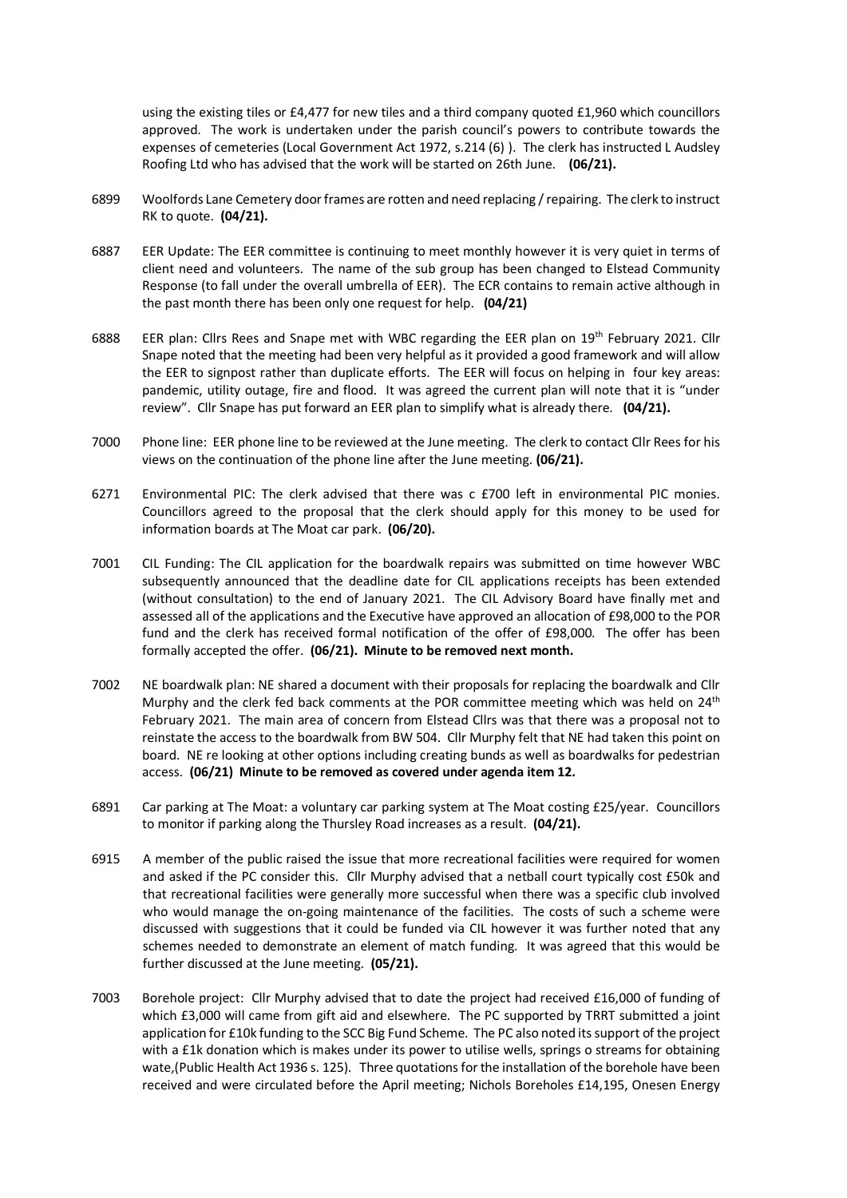using the existing tiles or £4,477 for new tiles and a third company quoted £1,960 which councillors approved. The work is undertaken under the parish council's powers to contribute towards the expenses of cemeteries (Local Government Act 1972, s.214 (6) ). The clerk has instructed L Audsley Roofing Ltd who has advised that the work will be started on 26th June. **(06/21).**

6899 Woolfords Lane Cemetery door frames are rotten and need replacing / repairing. The clerk to instruct RK to quote. **(04/21).**

6887 EER Update: The EER committee is continuing to meet monthly however it is very quiet in terms of client need and volunteers. The name of the sub group has been changed to Elstead Community Response (to fall under the overall umbrella of EER). The ECR contains to remain active although in the past month there has been only one request for help. **(04/21)**

6888 EER plan: Cllrs Rees and Snape met with WBC regarding the EER plan on 19th February 2021. Cllr Snape noted that the meeting had been very helpful as it provided a good framework and will allow the EER to signpost rather than duplicate efforts. The EER will focus on helping in four key areas: pandemic, utility outage, fire and flood. It was agreed the current plan will note that it is "under review". Cllr Snape has put forward an EER plan to simplify what is already there. **(04/21).**

7000 Phone line: EER phone line to be reviewed at the June meeting. The clerk to contact Cllr Rees for his views on the continuation of the phone line after the June meeting. **(06/21).**

6271 Environmental PIC: The clerk advised that there was c £700 left in environmental PIC monies. Councillors agreed to the proposal that the clerk should apply for this money to be used for information boards at The Moat car park. **(06/20).**

7001 CIL Funding: The CIL application for the boardwalk repairs was submitted on time however WBC subsequently announced that the deadline date for CIL applications receipts has been extended (without consultation) to the end of January 2021. The CIL Advisory Board have finally met and assessed all of the applications and the Executive have approved an allocation of £98,000 to the POR fund and the clerk has received formal notification of the offer of £98,000. The offer has been formally accepted the offer. **(06/21). Minute to be removed next month.**

7002 NE boardwalk plan: NE shared a document with their proposals for replacing the boardwalk and Cllr Murphy and the clerk fed back comments at the POR committee meeting which was held on 24th February 2021. The main area of concern from Elstead Cllrs was that there was a proposal not to reinstate the access to the boardwalk from BW 504. Cllr Murphy felt that NE had taken this point on board. NE re looking at other options including creating bunds as well as boardwalks for pedestrian access. **(06/21) Minute to be removed as covered under agenda item 12.**

6891 Car parking at The Moat: a voluntary car parking system at The Moat costing £25/year. Councillors to monitor if parking along the Thursley Road increases as a result. **(04/21).**

6915 A member of the public raised the issue that more recreational facilities were required for women and asked if the PC consider this. Cllr Murphy advised that a netball court typically cost £50k and that recreational facilities were generally more successful when there was a specific club involved who would manage the on-going maintenance of the facilities. The costs of such a scheme were discussed with suggestions that it could be funded via CIL however it was further noted that any schemes needed to demonstrate an element of match funding. It was agreed that this would be further discussed at the June meeting. **(05/21).**

7003 Borehole project: Cllr Murphy advised that to date the project had received £16,000 of funding of which £3,000 will came from gift aid and elsewhere. The PC supported by TRRT submitted a joint application for £10k funding to the SCC Big Fund Scheme. The PC also noted its support of the project with a £1k donation which is makes under its power to utilise wells, springs o streams for obtaining wate,(Public Health Act 1936 s. 125). Three quotations for the installation of the borehole have been received and were circulated before the April meeting; Nichols Boreholes £14,195, Onesen Energy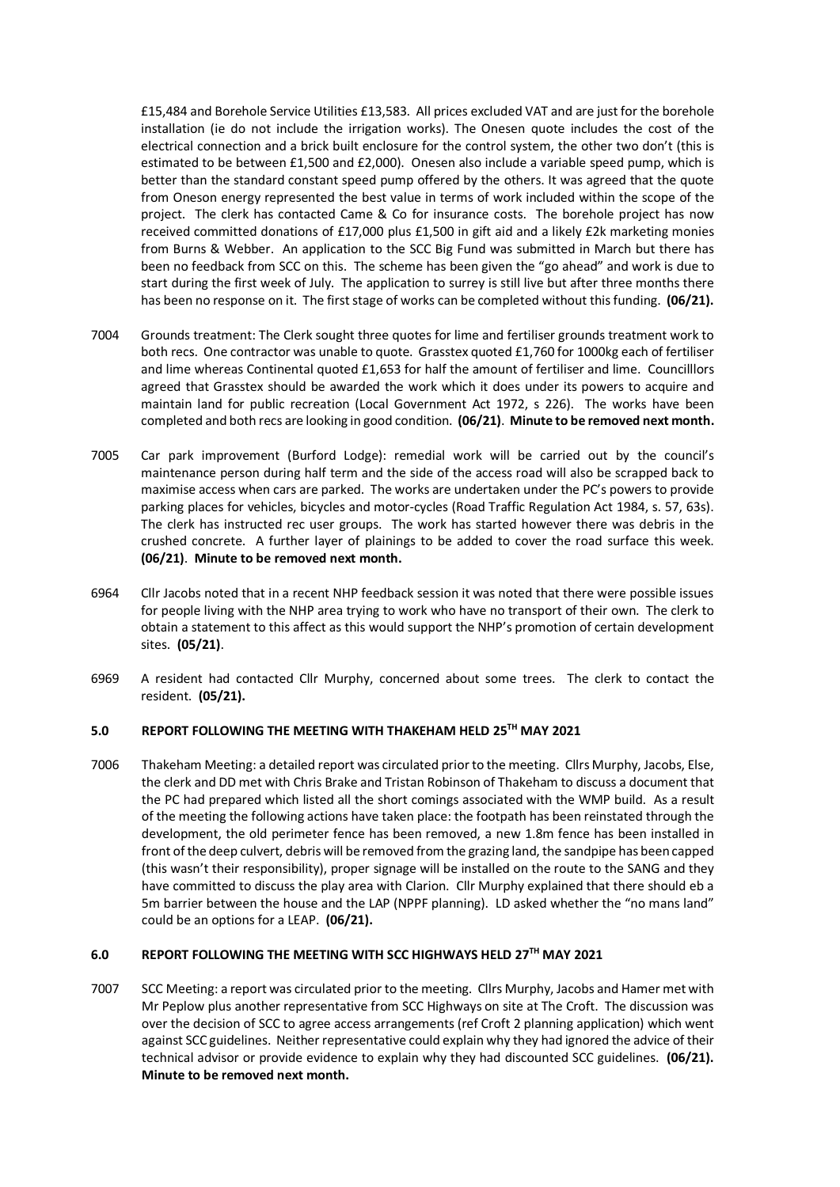£15,484 and Borehole Service Utilities £13,583. All prices excluded VAT and are just for the borehole installation (ie do not include the irrigation works). The Onesen quote includes the cost of the electrical connection and a brick built enclosure for the control system, the other two don't (this is estimated to be between £1,500 and £2,000). Onesen also include a variable speed pump, which is better than the standard constant speed pump offered by the others. It was agreed that the quote from Oneson energy represented the best value in terms of work included within the scope of the project. The clerk has contacted Came & Co for insurance costs. The borehole project has now received committed donations of £17,000 plus £1,500 in gift aid and a likely £2k marketing monies from Burns & Webber. An application to the SCC Big Fund was submitted in March but there has been no feedback from SCC on this. The scheme has been given the "go ahead" and work is due to start during the first week of July. The application to surrey is still live but after three months there has been no response on it. The first stage of works can be completed without this funding. **(06/21).**

7004 Grounds treatment: The Clerk sought three quotes for lime and fertiliser grounds treatment work to both recs. One contractor was unable to quote. Grasstex quoted £1,760 for 1000kg each of fertiliser and lime whereas Continental quoted £1,653 for half the amount of fertiliser and lime. Councilllors agreed that Grasstex should be awarded the work which it does under its powers to acquire and maintain land for public recreation (Local Government Act 1972, s 226). The works have been completed and both recs are looking in good condition. **(06/21)**. **Minute to be removed next month.**

7005 Car park improvement (Burford Lodge): remedial work will be carried out by the council's maintenance person during half term and the side of the access road will also be scrapped back to maximise access when cars are parked. The works are undertaken under the PC's powers to provide parking places for vehicles, bicycles and motor-cycles (Road Traffic Regulation Act 1984, s. 57, 63s). The clerk has instructed rec user groups. The work has started however there was debris in the crushed concrete. A further layer of plainings to be added to cover the road surface this week. **(06/21)**. **Minute to be removed next month.**

6964 Cllr Jacobs noted that in a recent NHP feedback session it was noted that there were possible issues for people living with the NHP area trying to work who have no transport of their own. The clerk to obtain a statement to this affect as this would support the NHP's promotion of certain development sites. **(05/21)**.

6969 A resident had contacted Cllr Murphy, concerned about some trees. The clerk to contact the resident. **(05/21).**

## 5.0 REPORT FOLLOWING THE MEETING WITH THAKEHAM HELD 25TH MAY 2021

7006 Thakeham Meeting: a detailed report was circulated prior to the meeting. Cllrs Murphy, Jacobs, Else, the clerk and DD met with Chris Brake and Tristan Robinson of Thakeham to discuss a document that the PC had prepared which listed all the short comings associated with the WMP build. As a result of the meeting the following actions have taken place: the footpath has been reinstated through the development, the old perimeter fence has been removed, a new 1.8m fence has been installed in front of the deep culvert, debris will be removed from the grazing land, the sandpipe has been capped (this wasn't their responsibility), proper signage will be installed on the route to the SANG and they have committed to discuss the play area with Clarion. Cllr Murphy explained that there should eb a 5m barrier between the house and the LAP (NPPF planning). LD asked whether the "no mans land" could be an options for a LEAP. **(06/21).**

## 6.0 REPORT FOLLOWING THE MEETING WITH SCC HIGHWAYS HELD 27TH MAY 2021

7007 SCC Meeting: a report was circulated prior to the meeting. Cllrs Murphy, Jacobs and Hamer met with Mr Peplow plus another representative from SCC Highways on site at The Croft. The discussion was over the decision of SCC to agree access arrangements (ref Croft 2 planning application) which went against SCC guidelines. Neither representative could explain why they had ignored the advice of their technical advisor or provide evidence to explain why they had discounted SCC guidelines. **(06/21). Minute to be removed next month.**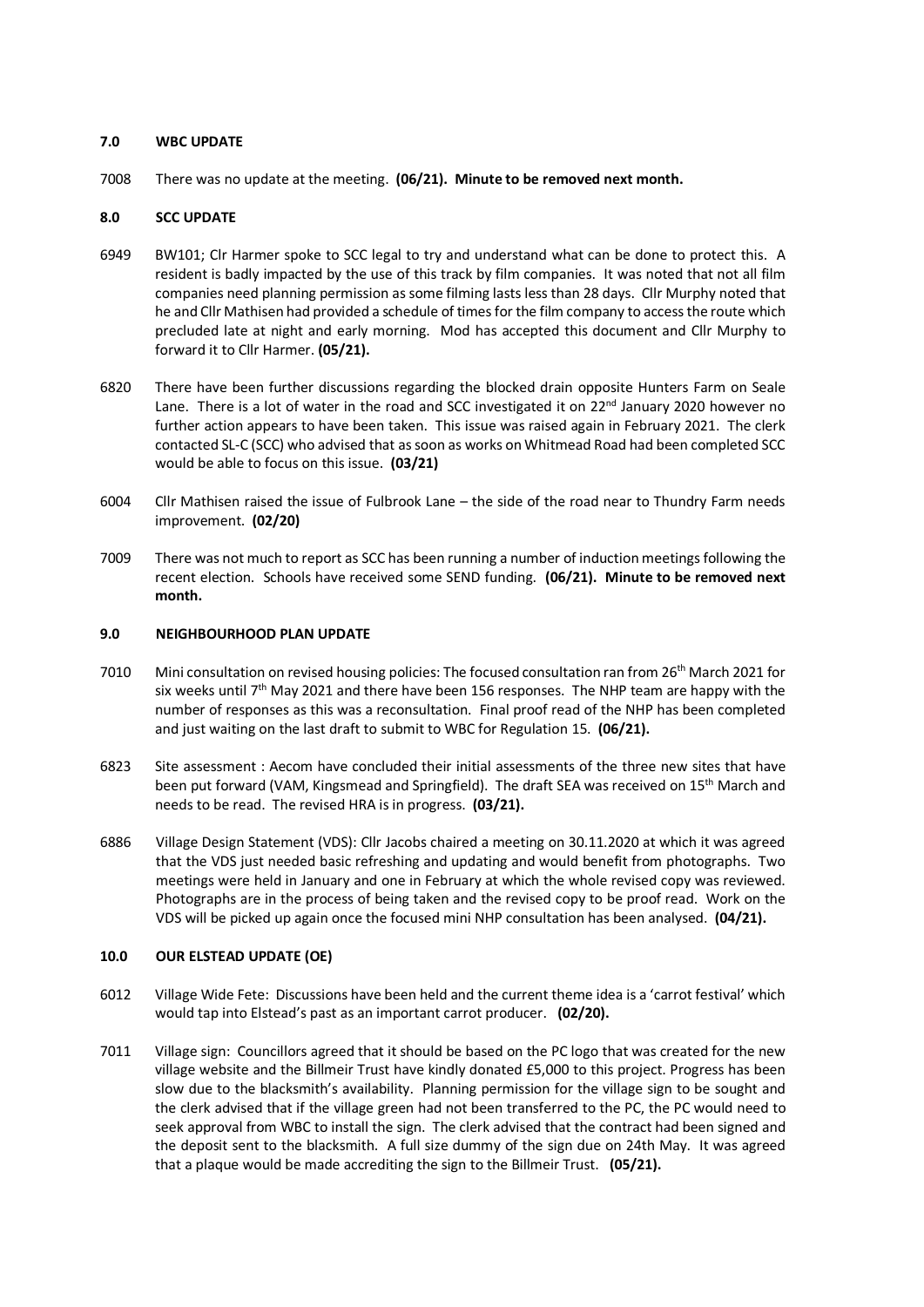## 7.0 WBC UPDATE

7008 There was no update at the meeting. **(06/21). Minute to be removed next month.**

## 8.0 SCC UPDATE

6949 BW101; Clr Harmer spoke to SCC legal to try and understand what can be done to protect this. A resident is badly impacted by the use of this track by film companies. It was noted that not all film companies need planning permission as some filming lasts less than 28 days. Cllr Murphy noted that he and Cllr Mathisen had provided a schedule of times for the film company to access the route which precluded late at night and early morning. Mod has accepted this document and Cllr Murphy to forward it to Cllr Harmer. **(05/21).**

6820 There have been further discussions regarding the blocked drain opposite Hunters Farm on Seale Lane. There is a lot of water in the road and SCC investigated it on 22nd January 2020 however no further action appears to have been taken. This issue was raised again in February 2021. The clerk contacted SL-C (SCC) who advised that as soon as works on Whitmead Road had been completed SCC would be able to focus on this issue. **(03/21)**

6004 Cllr Mathisen raised the issue of Fulbrook Lane – the side of the road near to Thundry Farm needs improvement. **(02/20)**

7009 There was not much to report as SCC has been running a number of induction meetings following the recent election. Schools have received some SEND funding. **(06/21). Minute to be removed next month.**

## 9.0 NEIGHBOURHOOD PLAN UPDATE

7010 Mini consultation on revised housing policies: The focused consultation ran from 26th March 2021 for six weeks until 7th May 2021 and there have been 156 responses. The NHP team are happy with the number of responses as this was a reconsultation. Final proof read of the NHP has been completed and just waiting on the last draft to submit to WBC for Regulation 15. **(06/21).**

6823 Site assessment : Aecom have concluded their initial assessments of the three new sites that have been put forward (VAM, Kingsmead and Springfield). The draft SEA was received on 15th March and needs to be read. The revised HRA is in progress. **(03/21).**

6886 Village Design Statement (VDS): Cllr Jacobs chaired a meeting on 30.11.2020 at which it was agreed that the VDS just needed basic refreshing and updating and would benefit from photographs. Two meetings were held in January and one in February at which the whole revised copy was reviewed. Photographs are in the process of being taken and the revised copy to be proof read. Work on the VDS will be picked up again once the focused mini NHP consultation has been analysed. **(04/21).**

## 10.0 OUR ELSTEAD UPDATE (OE)

6012 Village Wide Fete: Discussions have been held and the current theme idea is a 'carrot festival' which would tap into Elstead's past as an important carrot producer. **(02/20).**

7011 Village sign: Councillors agreed that it should be based on the PC logo that was created for the new village website and the Billmeir Trust have kindly donated £5,000 to this project. Progress has been slow due to the blacksmith's availability. Planning permission for the village sign to be sought and the clerk advised that if the village green had not been transferred to the PC, the PC would need to seek approval from WBC to install the sign. The clerk advised that the contract had been signed and the deposit sent to the blacksmith. A full size dummy of the sign due on 24th May. It was agreed that a plaque would be made accrediting the sign to the Billmeir Trust. **(05/21).**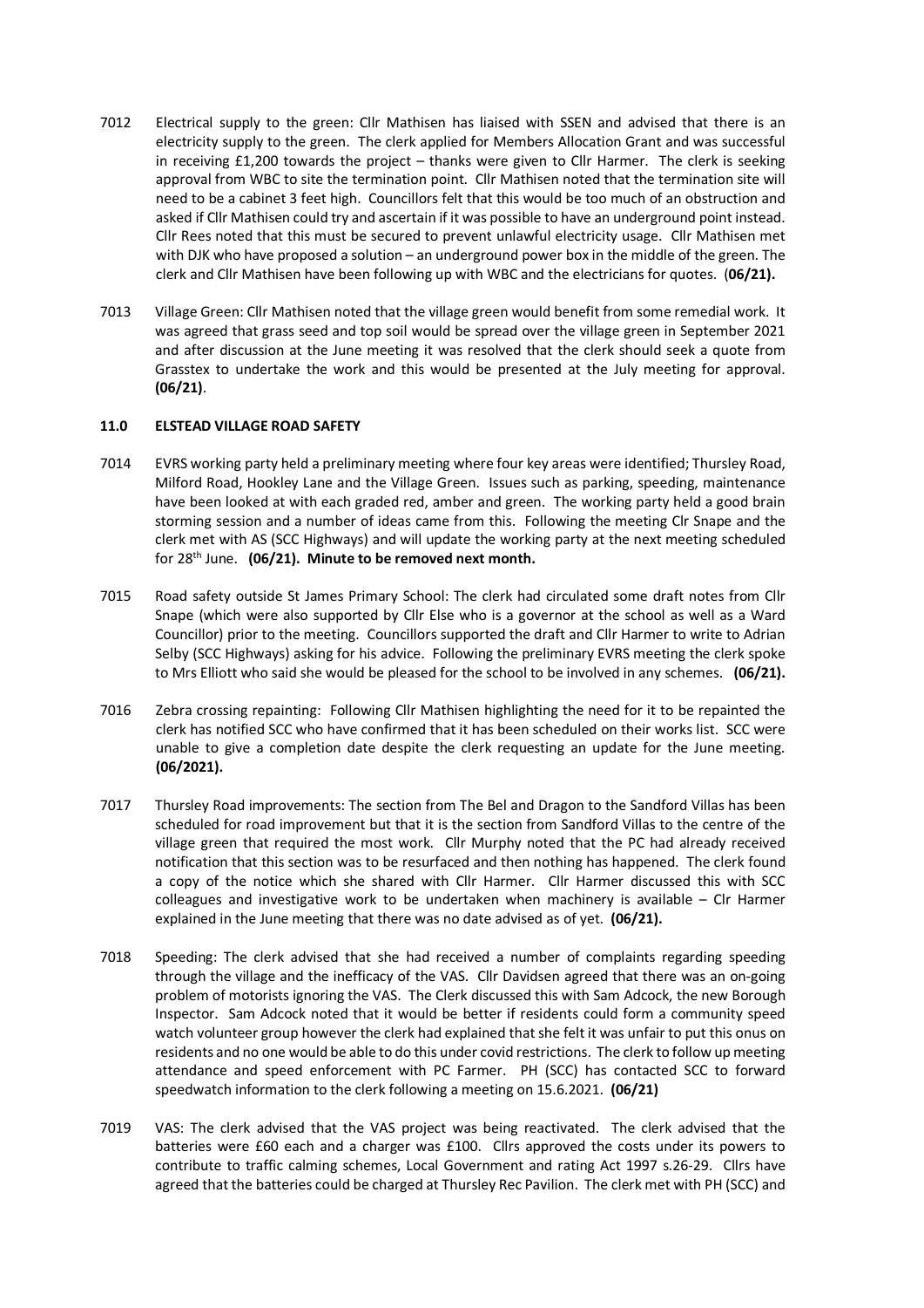7012 Electrical supply to the green: Cllr Mathisen has liaised with SSEN and advised that there is an electricity supply to the green. The clerk applied for Members Allocation Grant and was successful in receiving £1,200 towards the project – thanks were given to Cllr Harmer. The clerk is seeking approval from WBC to site the termination point. Cllr Mathisen noted that the termination site will need to be a cabinet 3 feet high. Councillors felt that this would be too much of an obstruction and asked if Cllr Mathisen could try and ascertain if it was possible to have an underground point instead. Cllr Rees noted that this must be secured to prevent unlawful electricity usage. Cllr Mathisen met with DJK who have proposed a solution – an underground power box in the middle of the green. The clerk and Cllr Mathisen have been following up with WBC and the electricians for quotes. (**06/21).**

7013 Village Green: Cllr Mathisen noted that the village green would benefit from some remedial work. It was agreed that grass seed and top soil would be spread over the village green in September 2021 and after discussion at the June meeting it was resolved that the clerk should seek a quote from Grasstex to undertake the work and this would be presented at the July meeting for approval. **(06/21)**.

**11.0 ELSTEAD VILLAGE ROAD SAFETY**

7014 EVRS working party held a preliminary meeting where four key areas were identified; Thursley Road, Milford Road, Hookley Lane and the Village Green. Issues such as parking, speeding, maintenance have been looked at with each graded red, amber and green. The working party held a good brain storming session and a number of ideas came from this. Following the meeting Clr Snape and the clerk met with AS (SCC Highways) and will update the working party at the next meeting scheduled for 28th June. **(06/21). Minute to be removed next month.**

7015 Road safety outside St James Primary School: The clerk had circulated some draft notes from Cllr Snape (which were also supported by Cllr Else who is a governor at the school as well as a Ward Councillor) prior to the meeting. Councillors supported the draft and Cllr Harmer to write to Adrian Selby (SCC Highways) asking for his advice. Following the preliminary EVRS meeting the clerk spoke to Mrs Elliott who said she would be pleased for the school to be involved in any schemes. **(06/21).**

7016 Zebra crossing repainting: Following Cllr Mathisen highlighting the need for it to be repainted the clerk has notified SCC who have confirmed that it has been scheduled on their works list. SCC were unable to give a completion date despite the clerk requesting an update for the June meeting. **(06/2021).**

7017 Thursley Road improvements: The section from The Bel and Dragon to the Sandford Villas has been scheduled for road improvement but that it is the section from Sandford Villas to the centre of the village green that required the most work. Cllr Murphy noted that the PC had already received notification that this section was to be resurfaced and then nothing has happened. The clerk found a copy of the notice which she shared with Cllr Harmer. Cllr Harmer discussed this with SCC colleagues and investigative work to be undertaken when machinery is available – Clr Harmer explained in the June meeting that there was no date advised as of yet. **(06/21).**

7018 Speeding: The clerk advised that she had received a number of complaints regarding speeding through the village and the inefficacy of the VAS. Cllr Davidsen agreed that there was an on-going problem of motorists ignoring the VAS. The Clerk discussed this with Sam Adcock, the new Borough Inspector. Sam Adcock noted that it would be better if residents could form a community speed watch volunteer group however the clerk had explained that she felt it was unfair to put this onus on residents and no one would be able to do this under covid restrictions. The clerk to follow up meeting attendance and speed enforcement with PC Farmer. PH (SCC) has contacted SCC to forward speedwatch information to the clerk following a meeting on 15.6.2021. **(06/21)**

7019 VAS: The clerk advised that the VAS project was being reactivated. The clerk advised that the batteries were £60 each and a charger was £100. Cllrs approved the costs under its powers to contribute to traffic calming schemes, Local Government and rating Act 1997 s.26-29. Cllrs have agreed that the batteries could be charged at Thursley Rec Pavilion. The clerk met with PH (SCC) and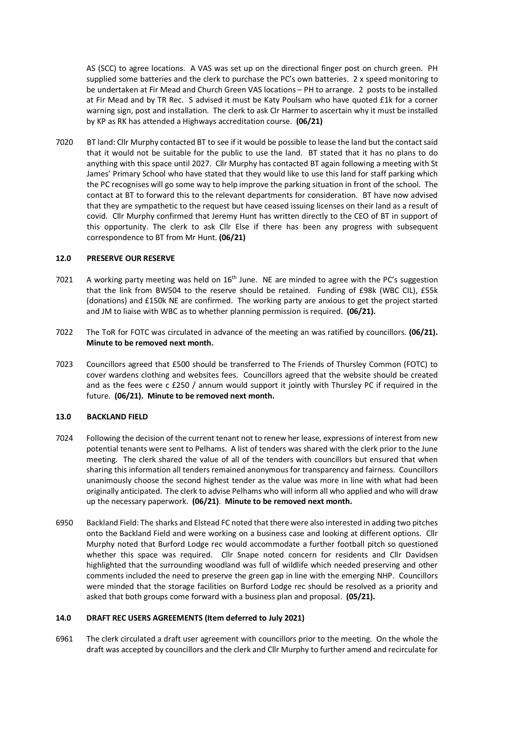AS (SCC) to agree locations. A VAS was set up on the directional finger post on church green. PH supplied some batteries and the clerk to purchase the PC's own batteries. 2 x speed monitoring to be undertaken at Fir Mead and Church Green VAS locations – PH to arrange. 2 posts to be installed at Fir Mead and by TR Rec. S advised it must be Katy Poulsam who have quoted £1k for a corner warning sign, post and installation. The clerk to ask Clr Harmer to ascertain why it must be installed by KP as RK has attended a Highways accreditation course. **(06/21)**

7020 BT land: Cllr Murphy contacted BT to see if it would be possible to lease the land but the contact said that it would not be suitable for the public to use the land. BT stated that it has no plans to do anything with this space until 2027. Cllr Murphy has contacted BT again following a meeting with St James' Primary School who have stated that they would like to use this land for staff parking which the PC recognises will go some way to help improve the parking situation in front of the school. The contact at BT to forward this to the relevant departments for consideration. BT have now advised that they are sympathetic to the request but have ceased issuing licenses on their land as a result of covid. Cllr Murphy confirmed that Jeremy Hunt has written directly to the CEO of BT in support of this opportunity. The clerk to ask Cllr Else if there has been any progress with subsequent correspondence to BT from Mr Hunt. **(06/21)**

## 12.0 PRESERVE OUR RESERVE

7021 A working party meeting was held on 16th June. NE are minded to agree with the PC's suggestion that the link from BW504 to the reserve should be retained. Funding of £98k (WBC CIL), £55k (donations) and £150k NE are confirmed. The working party are anxious to get the project started and JM to liaise with WBC as to whether planning permission is required. **(06/21).**

7022 The ToR for FOTC was circulated in advance of the meeting an was ratified by councillors. **(06/21). Minute to be removed next month.**

7023 Councillors agreed that £500 should be transferred to The Friends of Thursley Common (FOTC) to cover wardens clothing and websites fees. Councillors agreed that the website should be created and as the fees were c £250 / annum would support it jointly with Thursley PC if required in the future. **(06/21). Minute to be removed next month.**

## 13.0 BACKLAND FIELD

7024 Following the decision of the current tenant not to renew her lease, expressions of interest from new potential tenants were sent to Pelhams. A list of tenders was shared with the clerk prior to the June meeting. The clerk shared the value of all of the tenders with councillors but ensured that when sharing this information all tenders remained anonymous for transparency and fairness. Councillors unanimously choose the second highest tender as the value was more in line with what had been originally anticipated. The clerk to advise Pelhams who will inform all who applied and who will draw up the necessary paperwork. **(06/21)**. **Minute to be removed next month.**

6950 Backland Field: The sharks and Elstead FC noted that there were also interested in adding two pitches onto the Backland Field and were working on a business case and looking at different options. Cllr Murphy noted that Burford Lodge rec would accommodate a further football pitch so questioned whether this space was required. Cllr Snape noted concern for residents and Cllr Davidsen highlighted that the surrounding woodland was full of wildlife which needed preserving and other comments included the need to preserve the green gap in line with the emerging NHP. Councillors were minded that the storage facilities on Burford Lodge rec should be resolved as a priority and asked that both groups come forward with a business plan and proposal. **(05/21).**

## 14.0 DRAFT REC USERS AGREEMENTS (Item deferred to July 2021)

6961 The clerk circulated a draft user agreement with councillors prior to the meeting. On the whole the draft was accepted by councillors and the clerk and Cllr Murphy to further amend and recirculate for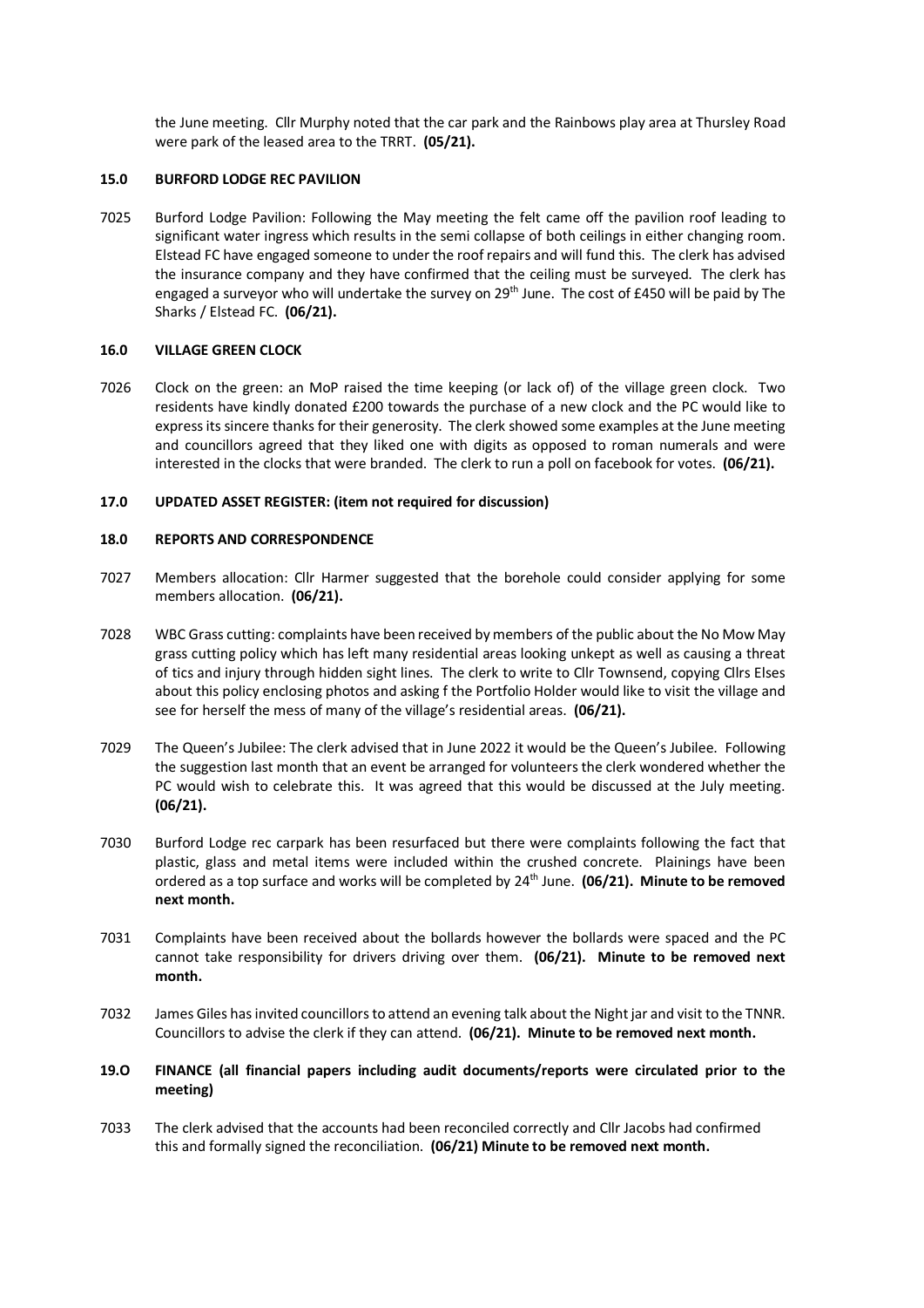the June meeting. Cllr Murphy noted that the car park and the Rainbows play area at Thursley Road were park of the leased area to the TRRT. **(05/21).**

### 15.0 BURFORD LODGE REC PAVILION

7025 Burford Lodge Pavilion: Following the May meeting the felt came off the pavilion roof leading to significant water ingress which results in the semi collapse of both ceilings in either changing room. Elstead FC have engaged someone to under the roof repairs and will fund this. The clerk has advised the insurance company and they have confirmed that the ceiling must be surveyed. The clerk has engaged a surveyor who will undertake the survey on 29th June. The cost of £450 will be paid by The Sharks / Elstead FC. **(06/21).**

### 16.0 VILLAGE GREEN CLOCK

7026 Clock on the green: an MoP raised the time keeping (or lack of) of the village green clock. Two residents have kindly donated £200 towards the purchase of a new clock and the PC would like to express its sincere thanks for their generosity. The clerk showed some examples at the June meeting and councillors agreed that they liked one with digits as opposed to roman numerals and were interested in the clocks that were branded. The clerk to run a poll on facebook for votes. **(06/21).**

### 17.0 UPDATED ASSET REGISTER: (item not required for discussion)

### 18.0 REPORTS AND CORRESPONDENCE

7027 Members allocation: Cllr Harmer suggested that the borehole could consider applying for some members allocation. **(06/21).**

7028 WBC Grass cutting: complaints have been received by members of the public about the No Mow May grass cutting policy which has left many residential areas looking unkept as well as causing a threat of tics and injury through hidden sight lines. The clerk to write to Cllr Townsend, copying Cllrs Elses about this policy enclosing photos and asking f the Portfolio Holder would like to visit the village and see for herself the mess of many of the village's residential areas. **(06/21).**

7029 The Queen's Jubilee: The clerk advised that in June 2022 it would be the Queen's Jubilee. Following the suggestion last month that an event be arranged for volunteers the clerk wondered whether the PC would wish to celebrate this. It was agreed that this would be discussed at the July meeting. **(06/21).**

7030 Burford Lodge rec carpark has been resurfaced but there were complaints following the fact that plastic, glass and metal items were included within the crushed concrete. Plainings have been ordered as a top surface and works will be completed by 24th June. **(06/21). Minute to be removed next month.**

7031 Complaints have been received about the bollards however the bollards were spaced and the PC cannot take responsibility for drivers driving over them. **(06/21). Minute to be removed next month.**

7032 James Giles has invited councillors to attend an evening talk about the Night jar and visit to the TNNR. Councillors to advise the clerk if they can attend. **(06/21). Minute to be removed next month.**

### 19.O FINANCE (all financial papers including audit documents/reports were circulated prior to the meeting)

7033 The clerk advised that the accounts had been reconciled correctly and Cllr Jacobs had confirmed this and formally signed the reconciliation. **(06/21) Minute to be removed next month.**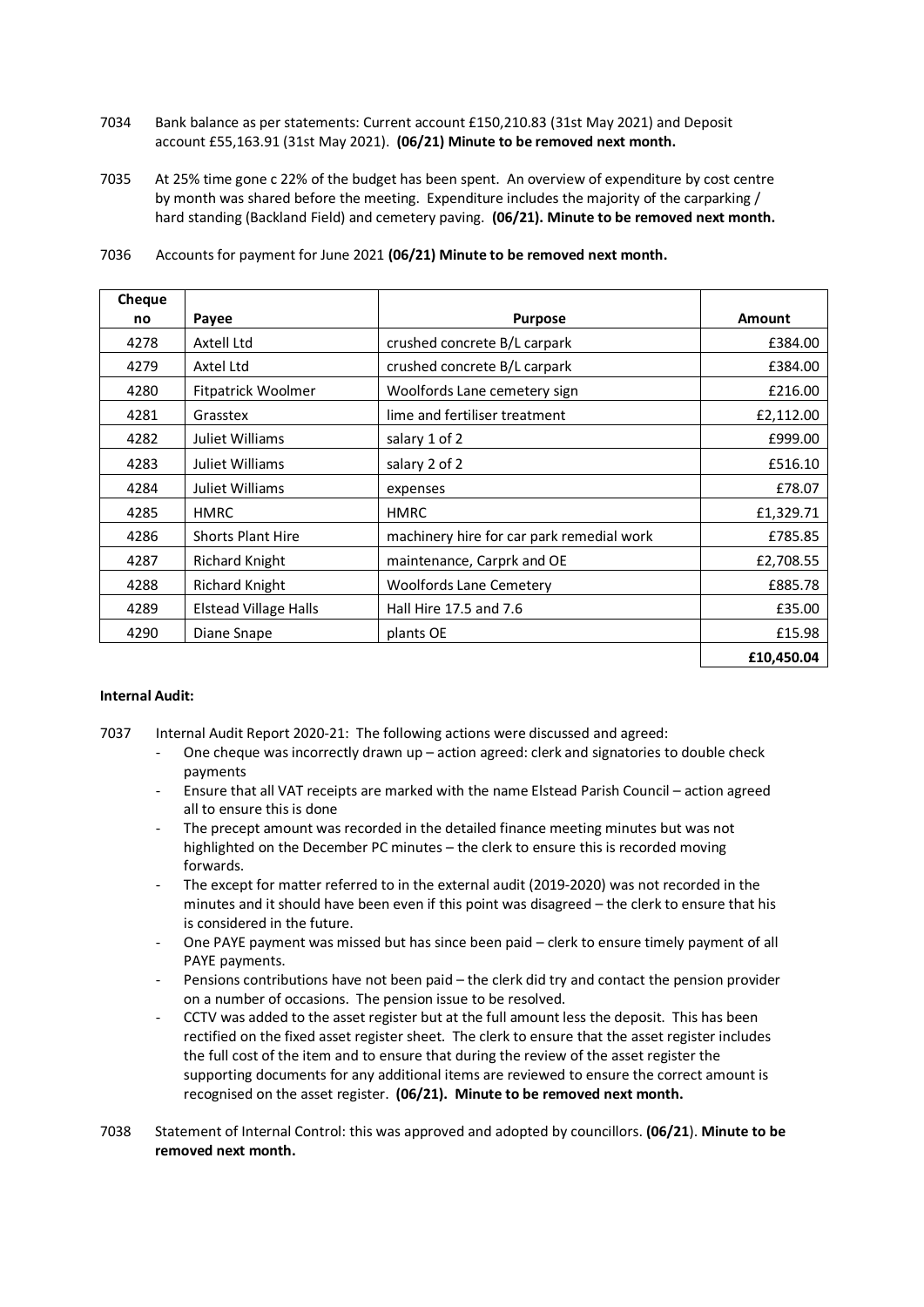7034 Bank balance as per statements: Current account £150,210.83 (31st May 2021) and Deposit account £55,163.91 (31st May 2021). **(06/21) Minute to be removed next month.**

7035 At 25% time gone c 22% of the budget has been spent. An overview of expenditure by cost centre by month was shared before the meeting. Expenditure includes the majority of the carparking / hard standing (Backland Field) and cemetery paving. **(06/21). Minute to be removed next month.**

7036 Accounts for payment for June 2021 **(06/21) Minute to be removed next month.**

| Cheque no | Payee | Purpose | Amount |
|---|---|---|---|
| 4278 | Axtell Ltd | crushed concrete B/L carpark | £384.00 |
| 4279 | Axtel Ltd | crushed concrete B/L carpark | £384.00 |
| 4280 | Fitpatrick Woolmer | Woolfords Lane cemetery sign | £216.00 |
| 4281 | Grasstex | lime and fertiliser treatment | £2,112.00 |
| 4282 | Juliet Williams | salary 1 of 2 | £999.00 |
| 4283 | Juliet Williams | salary 2 of 2 | £516.10 |
| 4284 | Juliet Williams | expenses | £78.07 |
| 4285 | HMRC | HMRC | £1,329.71 |
| 4286 | Shorts Plant Hire | machinery hire for car park remedial work | £785.85 |
| 4287 | Richard Knight | maintenance, Carprk and OE | £2,708.55 |
| 4288 | Richard Knight | Woolfords Lane Cemetery | £885.78 |
| 4289 | Elstead Village Halls | Hall Hire 17.5 and 7.6 | £35.00 |
| 4290 | Diane Snape | plants OE | £15.98 |
| | | | **£10,450.04** |

**Internal Audit:**

7037 Internal Audit Report 2020-21: The following actions were discussed and agreed:

- One cheque was incorrectly drawn up – action agreed: clerk and signatories to double check payments
- Ensure that all VAT receipts are marked with the name Elstead Parish Council – action agreed all to ensure this is done
- The precept amount was recorded in the detailed finance meeting minutes but was not highlighted on the December PC minutes – the clerk to ensure this is recorded moving forwards.
- The except for matter referred to in the external audit (2019-2020) was not recorded in the minutes and it should have been even if this point was disagreed – the clerk to ensure that his is considered in the future.
- One PAYE payment was missed but has since been paid – clerk to ensure timely payment of all PAYE payments.
- Pensions contributions have not been paid – the clerk did try and contact the pension provider on a number of occasions. The pension issue to be resolved.
- CCTV was added to the asset register but at the full amount less the deposit. This has been rectified on the fixed asset register sheet. The clerk to ensure that the asset register includes the full cost of the item and to ensure that during the review of the asset register the supporting documents for any additional items are reviewed to ensure the correct amount is recognised on the asset register. **(06/21). Minute to be removed next month.**

7038 Statement of Internal Control: this was approved and adopted by councillors. **(06/21)**. **Minute to be removed next month.**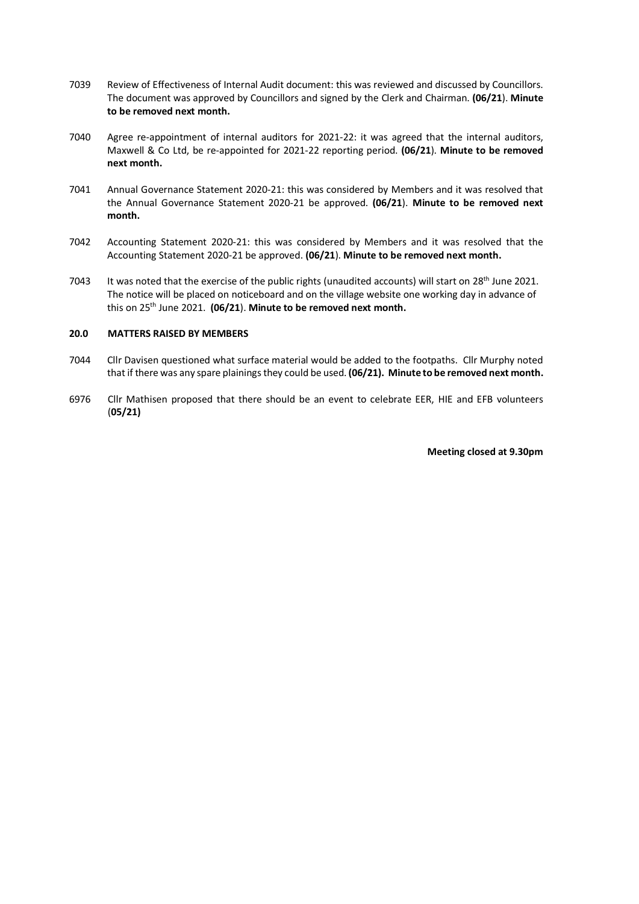7039 Review of Effectiveness of Internal Audit document: this was reviewed and discussed by Councillors. The document was approved by Councillors and signed by the Clerk and Chairman. **(06/21**). **Minute to be removed next month.**

7040 Agree re-appointment of internal auditors for 2021-22: it was agreed that the internal auditors, Maxwell & Co Ltd, be re-appointed for 2021-22 reporting period. **(06/21**). **Minute to be removed next month.**

7041 Annual Governance Statement 2020-21: this was considered by Members and it was resolved that the Annual Governance Statement 2020-21 be approved. **(06/21**). **Minute to be removed next month.**

7042 Accounting Statement 2020-21: this was considered by Members and it was resolved that the Accounting Statement 2020-21 be approved. **(06/21**). **Minute to be removed next month.**

7043 It was noted that the exercise of the public rights (unaudited accounts) will start on 28th June 2021. The notice will be placed on noticeboard and on the village website one working day in advance of this on 25th June 2021. **(06/21**). **Minute to be removed next month.**

**20.0 MATTERS RAISED BY MEMBERS**

7044 Cllr Davisen questioned what surface material would be added to the footpaths. Cllr Murphy noted that if there was any spare plainings they could be used. **(06/21). Minute to be removed next month.**

6976 Cllr Mathisen proposed that there should be an event to celebrate EER, HIE and EFB volunteers (**05/21)**

**Meeting closed at 9.30pm**